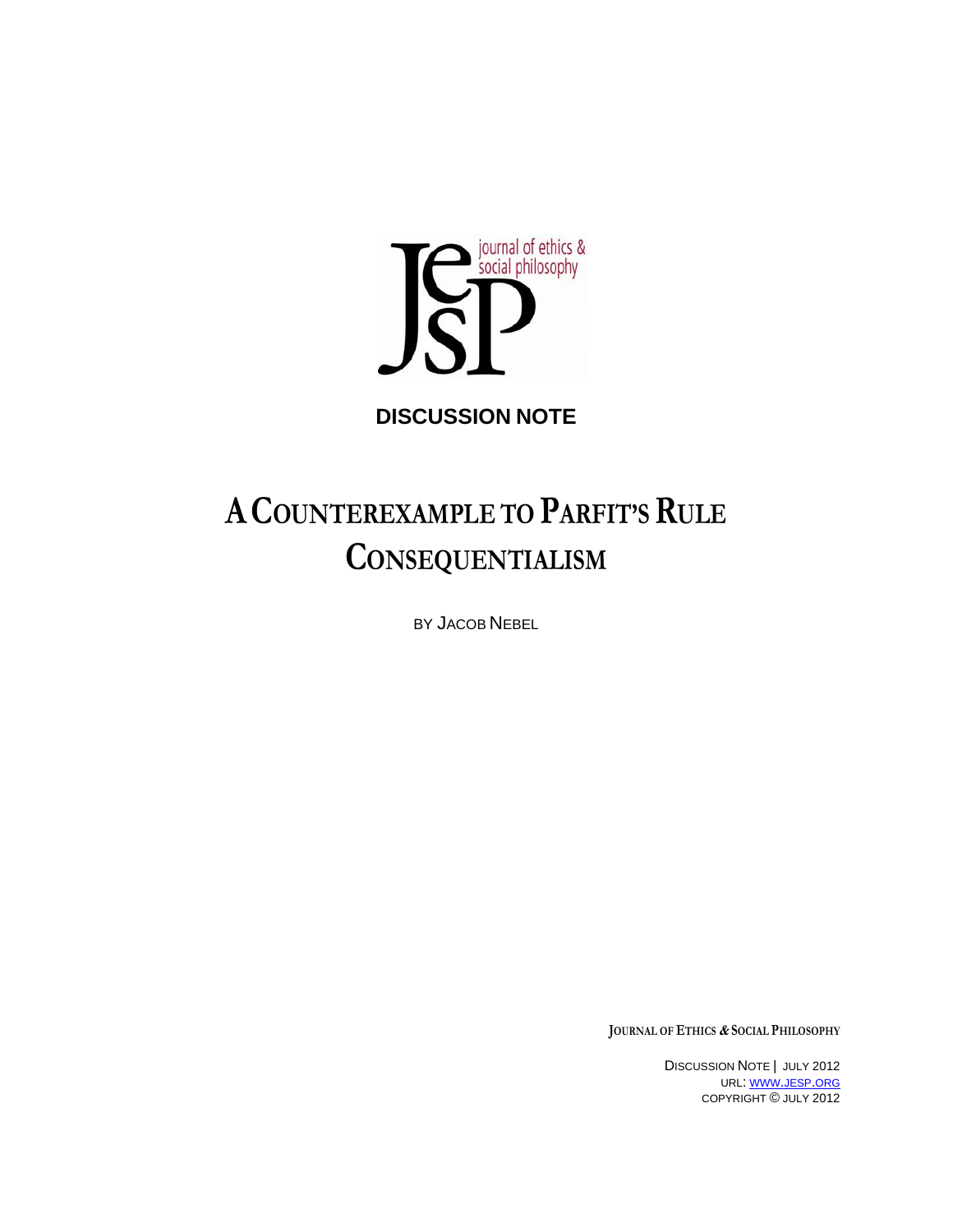journal of ethics & social philosophy

**DISCUSSION NOTE**

# A COUNTEREXAMPLE TO PARFIT'S RULE CONSEQUENTIALISM

BY JACOB NEBEL

JOURNAL OF ETHICS & SOCIAL PHILOSOPHY

DISCUSSION NOTE | JULY 2012
URL: WWW.JESP.ORG
COPYRIGHT © JULY 2012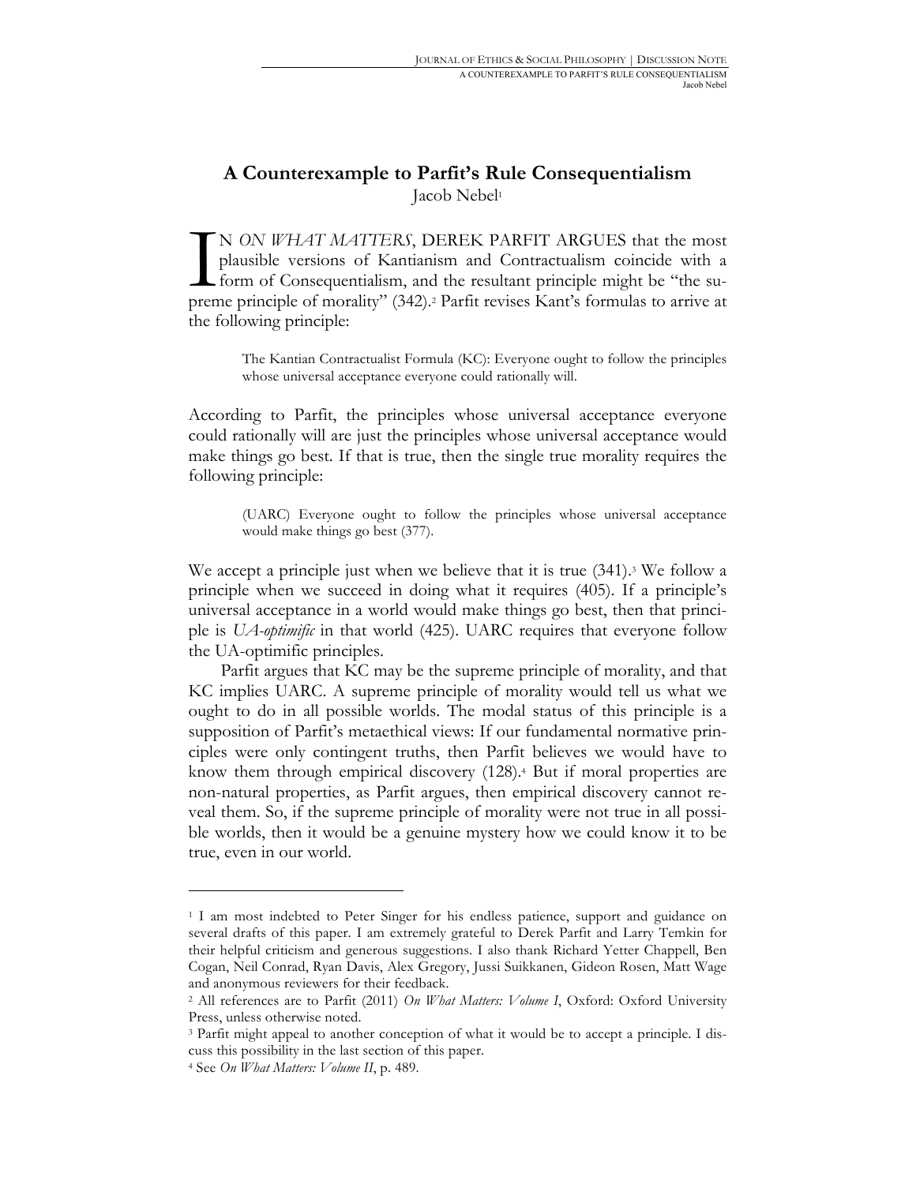# A Counterexample to Parfit's Rule Consequentialism

Jacob Nebel[1]

IN *ON WHAT MATTERS*, DEREK PARFIT ARGUES that the most plausible versions of Kantianism and Contractualism coincide with a form of Consequentialism, and the resultant principle might be "the supreme principle of morality" (342).[2] Parfit revises Kant's formulas to arrive at the following principle:

> The Kantian Contractualist Formula (KC): Everyone ought to follow the principles whose universal acceptance everyone could rationally will.

According to Parfit, the principles whose universal acceptance everyone could rationally will are just the principles whose universal acceptance would make things go best. If that is true, then the single true morality requires the following principle:

> (UARC) Everyone ought to follow the principles whose universal acceptance would make things go best (377).

We accept a principle just when we believe that it is true (341).[3] We follow a principle when we succeed in doing what it requires (405). If a principle's universal acceptance in a world would make things go best, then that principle is *UA-optimific* in that world (425). UARC requires that everyone follow the UA-optimific principles.

Parfit argues that KC may be the supreme principle of morality, and that KC implies UARC. A supreme principle of morality would tell us what we ought to do in all possible worlds. The modal status of this principle is a supposition of Parfit's metaethical views: If our fundamental normative principles were only contingent truths, then Parfit believes we would have to know them through empirical discovery (128).[4] But if moral properties are non-natural properties, as Parfit argues, then empirical discovery cannot reveal them. So, if the supreme principle of morality were not true in all possible worlds, then it would be a genuine mystery how we could know it to be true, even in our world.

---

[1] I am most indebted to Peter Singer for his endless patience, support and guidance on several drafts of this paper. I am extremely grateful to Derek Parfit and Larry Temkin for their helpful criticism and generous suggestions. I also thank Richard Yetter Chappell, Ben Cogan, Neil Conrad, Ryan Davis, Alex Gregory, Jussi Suikkanen, Gideon Rosen, Matt Wage and anonymous reviewers for their feedback.

[2] All references are to Parfit (2011) *On What Matters: Volume I*, Oxford: Oxford University Press, unless otherwise noted.

[3] Parfit might appeal to another conception of what it would be to accept a principle. I discuss this possibility in the last section of this paper.

[4] See *On What Matters: Volume II*, p. 489.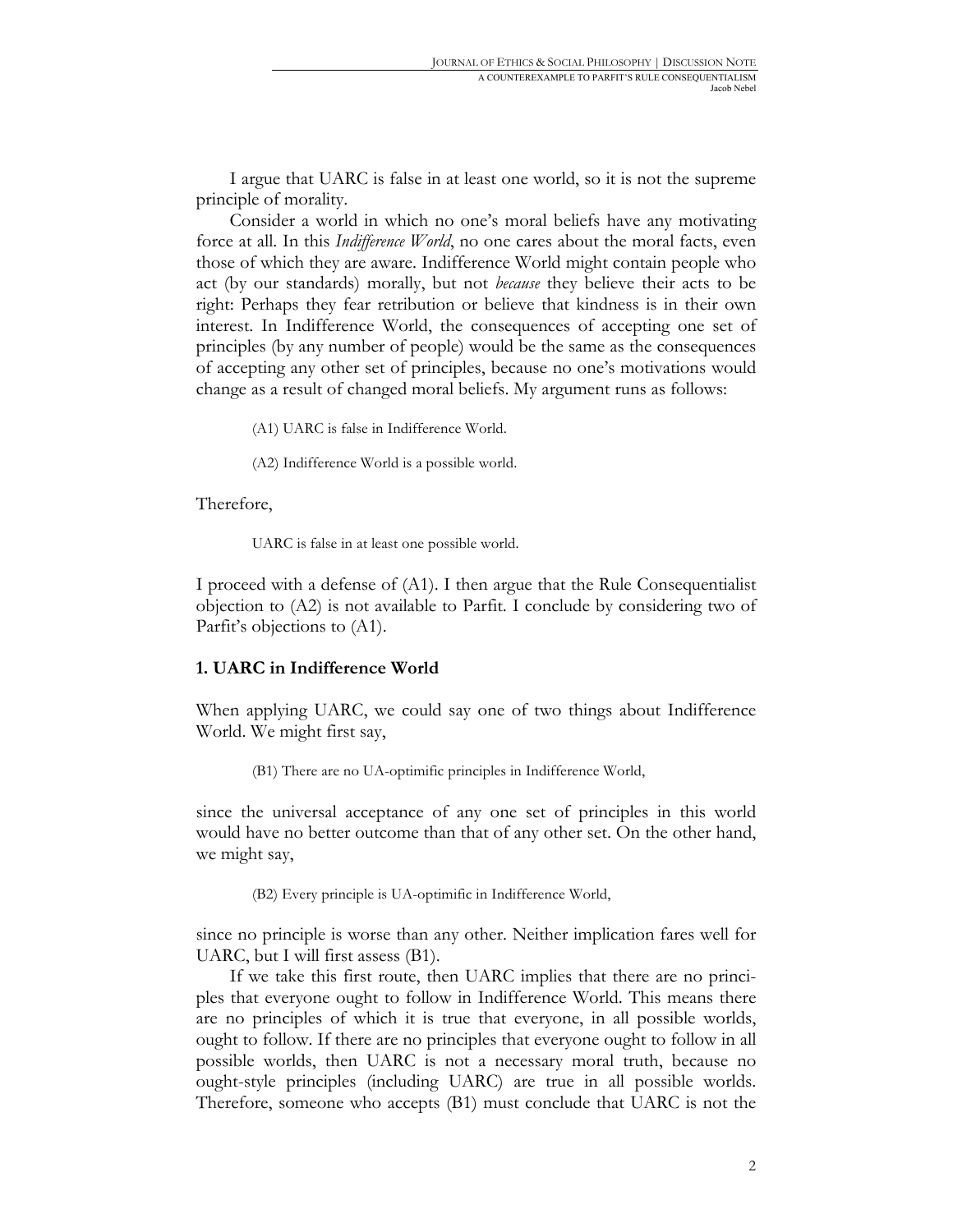I argue that UARC is false in at least one world, so it is not the supreme principle of morality.

Consider a world in which no one's moral beliefs have any motivating force at all. In this *Indifference World*, no one cares about the moral facts, even those of which they are aware. Indifference World might contain people who act (by our standards) morally, but not *because* they believe their acts to be right: Perhaps they fear retribution or believe that kindness is in their own interest. In Indifference World, the consequences of accepting one set of principles (by any number of people) would be the same as the consequences of accepting any other set of principles, because no one's motivations would change as a result of changed moral beliefs. My argument runs as follows:

> (A1) UARC is false in Indifference World.
>
> (A2) Indifference World is a possible world.

Therefore,

> UARC is false in at least one possible world.

I proceed with a defense of (A1). I then argue that the Rule Consequentialist objection to (A2) is not available to Parfit. I conclude by considering two of Parfit's objections to (A1).

## 1. UARC in Indifference World

When applying UARC, we could say one of two things about Indifference World. We might first say,

> (B1) There are no UA-optimific principles in Indifference World,

since the universal acceptance of any one set of principles in this world would have no better outcome than that of any other set. On the other hand, we might say,

> (B2) Every principle is UA-optimific in Indifference World,

since no principle is worse than any other. Neither implication fares well for UARC, but I will first assess (B1).

If we take this first route, then UARC implies that there are no principles that everyone ought to follow in Indifference World. This means there are no principles of which it is true that everyone, in all possible worlds, ought to follow. If there are no principles that everyone ought to follow in all possible worlds, then UARC is not a necessary moral truth, because no ought-style principles (including UARC) are true in all possible worlds. Therefore, someone who accepts (B1) must conclude that UARC is not the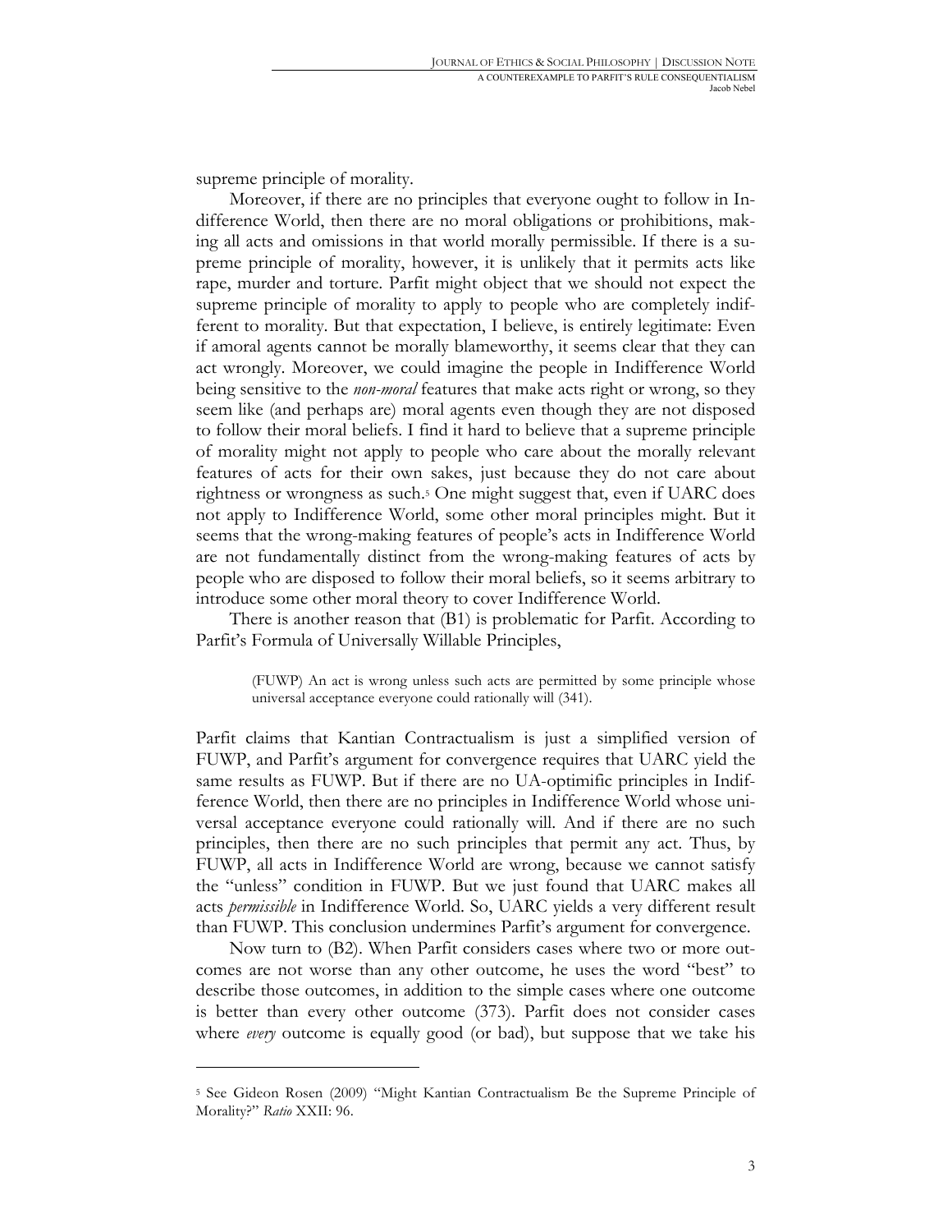supreme principle of morality.

Moreover, if there are no principles that everyone ought to follow in Indifference World, then there are no moral obligations or prohibitions, making all acts and omissions in that world morally permissible. If there is a supreme principle of morality, however, it is unlikely that it permits acts like rape, murder and torture. Parfit might object that we should not expect the supreme principle of morality to apply to people who are completely indifferent to morality. But that expectation, I believe, is entirely legitimate: Even if amoral agents cannot be morally blameworthy, it seems clear that they can act wrongly. Moreover, we could imagine the people in Indifference World being sensitive to the *non-moral* features that make acts right or wrong, so they seem like (and perhaps are) moral agents even though they are not disposed to follow their moral beliefs. I find it hard to believe that a supreme principle of morality might not apply to people who care about the morally relevant features of acts for their own sakes, just because they do not care about rightness or wrongness as such.[5] One might suggest that, even if UARC does not apply to Indifference World, some other moral principles might. But it seems that the wrong-making features of people's acts in Indifference World are not fundamentally distinct from the wrong-making features of acts by people who are disposed to follow their moral beliefs, so it seems arbitrary to introduce some other moral theory to cover Indifference World.

There is another reason that (B1) is problematic for Parfit. According to Parfit's Formula of Universally Willable Principles,

> (FUWP) An act is wrong unless such acts are permitted by some principle whose universal acceptance everyone could rationally will (341).

Parfit claims that Kantian Contractualism is just a simplified version of FUWP, and Parfit's argument for convergence requires that UARC yield the same results as FUWP. But if there are no UA-optimific principles in Indifference World, then there are no principles in Indifference World whose universal acceptance everyone could rationally will. And if there are no such principles, then there are no such principles that permit any act. Thus, by FUWP, all acts in Indifference World are wrong, because we cannot satisfy the "unless" condition in FUWP. But we just found that UARC makes all acts *permissible* in Indifference World. So, UARC yields a very different result than FUWP. This conclusion undermines Parfit's argument for convergence.

Now turn to (B2). When Parfit considers cases where two or more outcomes are not worse than any other outcome, he uses the word "best" to describe those outcomes, in addition to the simple cases where one outcome is better than every other outcome (373). Parfit does not consider cases where *every* outcome is equally good (or bad), but suppose that we take his

[5] See Gideon Rosen (2009) "Might Kantian Contractualism Be the Supreme Principle of Morality?" *Ratio* XXII: 96.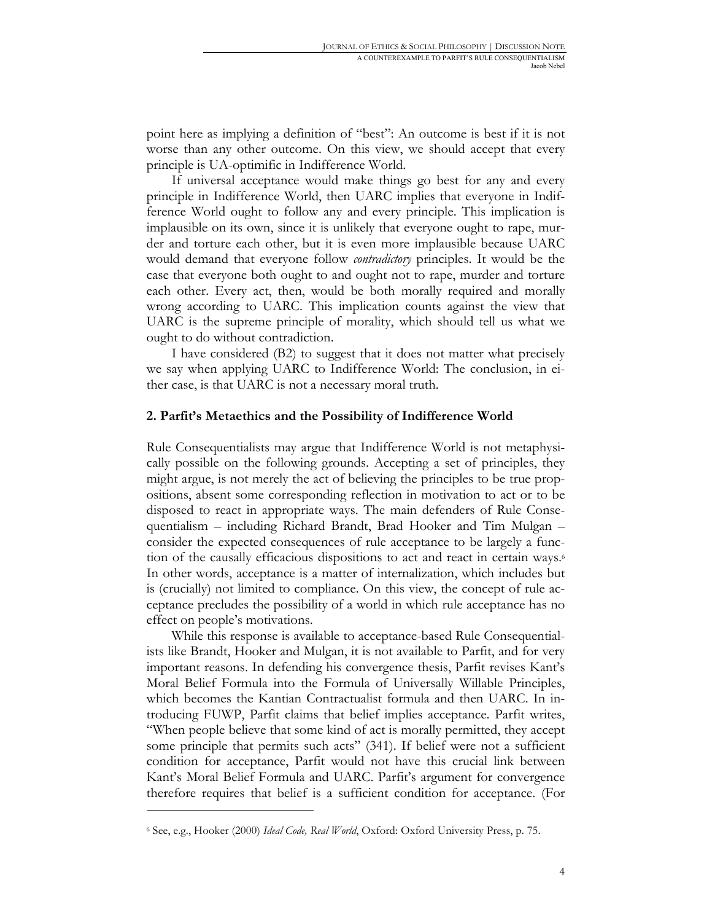point here as implying a definition of "best": An outcome is best if it is not worse than any other outcome. On this view, we should accept that every principle is UA-optimific in Indifference World.

If universal acceptance would make things go best for any and every principle in Indifference World, then UARC implies that everyone in Indifference World ought to follow any and every principle. This implication is implausible on its own, since it is unlikely that everyone ought to rape, murder and torture each other, but it is even more implausible because UARC would demand that everyone follow *contradictory* principles. It would be the case that everyone both ought to and ought not to rape, murder and torture each other. Every act, then, would be both morally required and morally wrong according to UARC. This implication counts against the view that UARC is the supreme principle of morality, which should tell us what we ought to do without contradiction.

I have considered (B2) to suggest that it does not matter what precisely we say when applying UARC to Indifference World: The conclusion, in either case, is that UARC is not a necessary moral truth.

## 2. Parfit's Metaethics and the Possibility of Indifference World

Rule Consequentialists may argue that Indifference World is not metaphysically possible on the following grounds. Accepting a set of principles, they might argue, is not merely the act of believing the principles to be true propositions, absent some corresponding reflection in motivation to act or to be disposed to react in appropriate ways. The main defenders of Rule Consequentialism – including Richard Brandt, Brad Hooker and Tim Mulgan – consider the expected consequences of rule acceptance to be largely a function of the causally efficacious dispositions to act and react in certain ways.[6] In other words, acceptance is a matter of internalization, which includes but is (crucially) not limited to compliance. On this view, the concept of rule acceptance precludes the possibility of a world in which rule acceptance has no effect on people's motivations.

While this response is available to acceptance-based Rule Consequentialists like Brandt, Hooker and Mulgan, it is not available to Parfit, and for very important reasons. In defending his convergence thesis, Parfit revises Kant's Moral Belief Formula into the Formula of Universally Willable Principles, which becomes the Kantian Contractualist formula and then UARC. In introducing FUWP, Parfit claims that belief implies acceptance. Parfit writes, "When people believe that some kind of act is morally permitted, they accept some principle that permits such acts" (341). If belief were not a sufficient condition for acceptance, Parfit would not have this crucial link between Kant's Moral Belief Formula and UARC. Parfit's argument for convergence therefore requires that belief is a sufficient condition for acceptance. (For

---

[6] See, e.g., Hooker (2000) *Ideal Code, Real World*, Oxford: Oxford University Press, p. 75.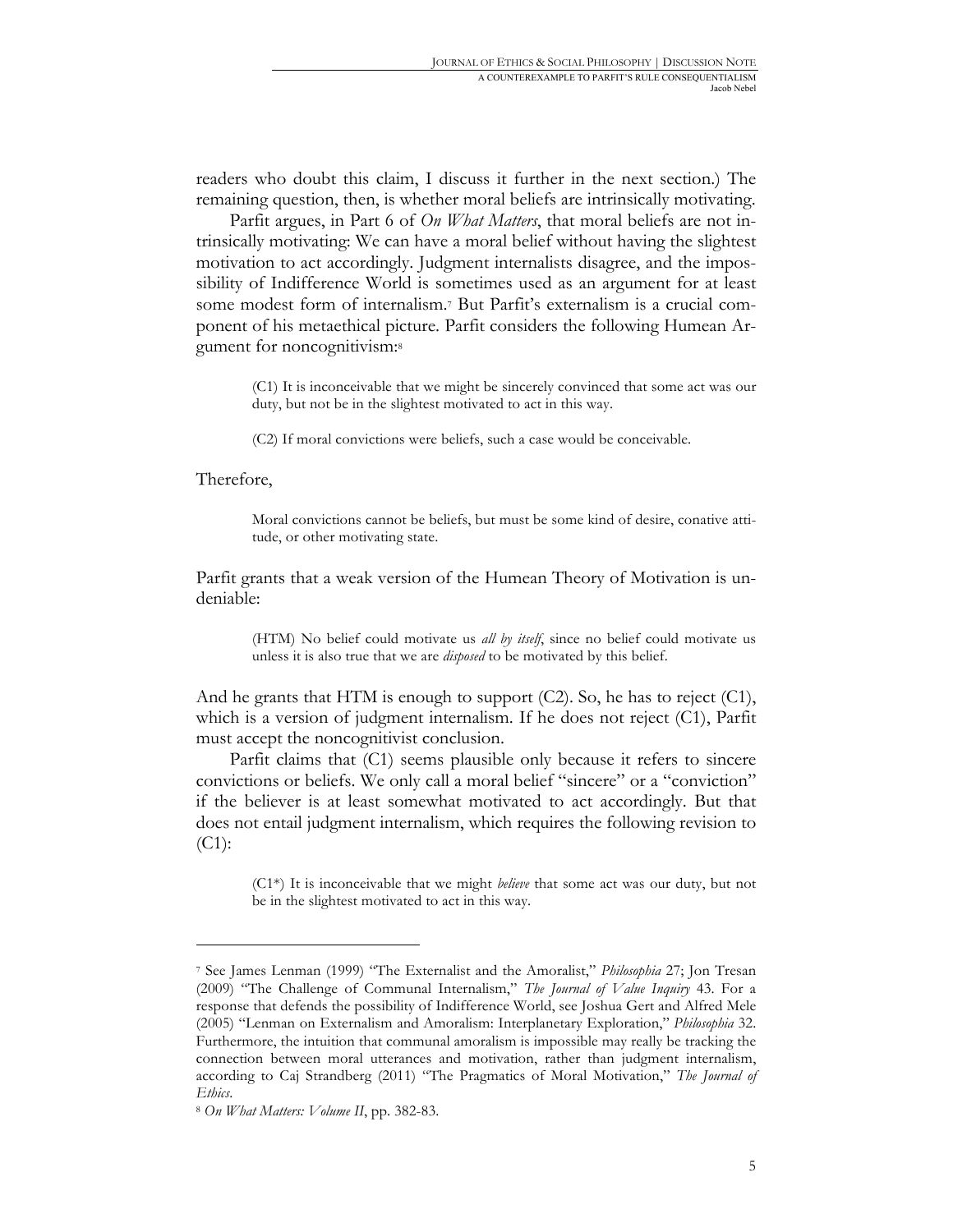readers who doubt this claim, I discuss it further in the next section.) The remaining question, then, is whether moral beliefs are intrinsically motivating.

Parfit argues, in Part 6 of *On What Matters*, that moral beliefs are not intrinsically motivating: We can have a moral belief without having the slightest motivation to act accordingly. Judgment internalists disagree, and the impossibility of Indifference World is sometimes used as an argument for at least some modest form of internalism.[7] But Parfit's externalism is a crucial component of his metaethical picture. Parfit considers the following Humean Argument for noncognitivism:[8]

> (C1) It is inconceivable that we might be sincerely convinced that some act was our duty, but not be in the slightest motivated to act in this way.
>
> (C2) If moral convictions were beliefs, such a case would be conceivable.

Therefore,

> Moral convictions cannot be beliefs, but must be some kind of desire, conative attitude, or other motivating state.

Parfit grants that a weak version of the Humean Theory of Motivation is undeniable:

> (HTM) No belief could motivate us *all by itself*, since no belief could motivate us unless it is also true that we are *disposed* to be motivated by this belief.

And he grants that HTM is enough to support (C2). So, he has to reject (C1), which is a version of judgment internalism. If he does not reject (C1), Parfit must accept the noncognitivist conclusion.

Parfit claims that (C1) seems plausible only because it refers to sincere convictions or beliefs. We only call a moral belief "sincere" or a "conviction" if the believer is at least somewhat motivated to act accordingly. But that does not entail judgment internalism, which requires the following revision to (C1):

> (C1*) It is inconceivable that we might *believe* that some act was our duty, but not be in the slightest motivated to act in this way.

---

[7] See James Lenman (1999) "The Externalist and the Amoralist," *Philosophia* 27; Jon Tresan (2009) "The Challenge of Communal Internalism," *The Journal of Value Inquiry* 43. For a response that defends the possibility of Indifference World, see Joshua Gert and Alfred Mele (2005) "Lenman on Externalism and Amoralism: Interplanetary Exploration," *Philosophia* 32. Furthermore, the intuition that communal amoralism is impossible may really be tracking the connection between moral utterances and motivation, rather than judgment internalism, according to Caj Strandberg (2011) "The Pragmatics of Moral Motivation," *The Journal of Ethics*.

[8] *On What Matters: Volume II*, pp. 382-83.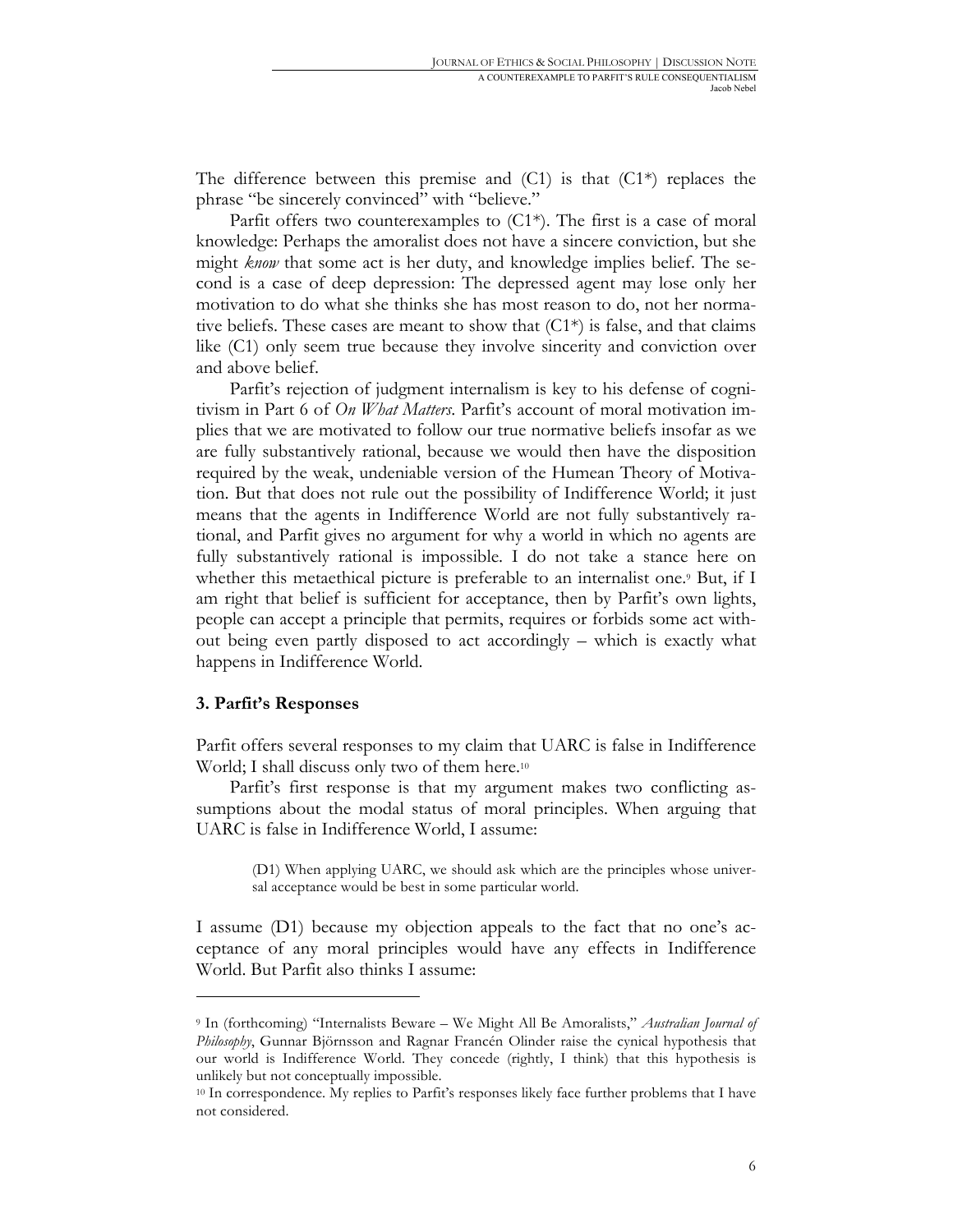The difference between this premise and (C1) is that (C1*) replaces the phrase "be sincerely convinced" with "believe."

Parfit offers two counterexamples to (C1*). The first is a case of moral knowledge: Perhaps the amoralist does not have a sincere conviction, but she might *know* that some act is her duty, and knowledge implies belief. The second is a case of deep depression: The depressed agent may lose only her motivation to do what she thinks she has most reason to do, not her normative beliefs. These cases are meant to show that (C1*) is false, and that claims like (C1) only seem true because they involve sincerity and conviction over and above belief.

Parfit's rejection of judgment internalism is key to his defense of cognitivism in Part 6 of *On What Matters*. Parfit's account of moral motivation implies that we are motivated to follow our true normative beliefs insofar as we are fully substantively rational, because we would then have the disposition required by the weak, undeniable version of the Humean Theory of Motivation. But that does not rule out the possibility of Indifference World; it just means that the agents in Indifference World are not fully substantively rational, and Parfit gives no argument for why a world in which no agents are fully substantively rational is impossible. I do not take a stance here on whether this metaethical picture is preferable to an internalist one.[9] But, if I am right that belief is sufficient for acceptance, then by Parfit's own lights, people can accept a principle that permits, requires or forbids some act without being even partly disposed to act accordingly – which is exactly what happens in Indifference World.

## 3. Parfit's Responses

Parfit offers several responses to my claim that UARC is false in Indifference World; I shall discuss only two of them here.[10]

Parfit's first response is that my argument makes two conflicting assumptions about the modal status of moral principles. When arguing that UARC is false in Indifference World, I assume:

> (D1) When applying UARC, we should ask which are the principles whose universal acceptance would be best in some particular world.

I assume (D1) because my objection appeals to the fact that no one's acceptance of any moral principles would have any effects in Indifference World. But Parfit also thinks I assume:

---

[9] In (forthcoming) "Internalists Beware – We Might All Be Amoralists," *Australian Journal of Philosophy*, Gunnar Björnsson and Ragnar Francén Olinder raise the cynical hypothesis that our world is Indifference World. They concede (rightly, I think) that this hypothesis is unlikely but not conceptually impossible.

[10] In correspondence. My replies to Parfit's responses likely face further problems that I have not considered.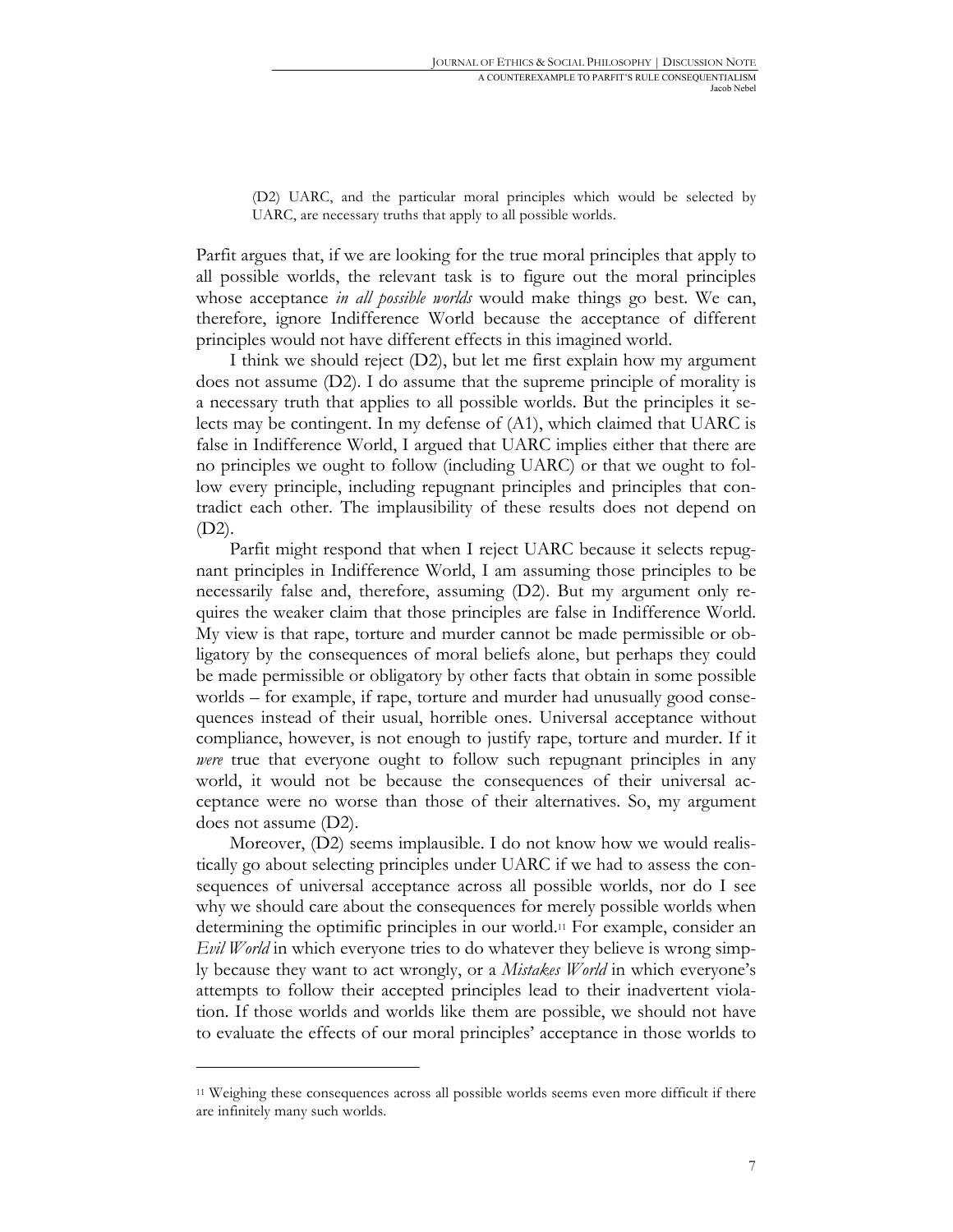> (D2) UARC, and the particular moral principles which would be selected by UARC, are necessary truths that apply to all possible worlds.

Parfit argues that, if we are looking for the true moral principles that apply to all possible worlds, the relevant task is to figure out the moral principles whose acceptance *in all possible worlds* would make things go best. We can, therefore, ignore Indifference World because the acceptance of different principles would not have different effects in this imagined world.

I think we should reject (D2), but let me first explain how my argument does not assume (D2). I do assume that the supreme principle of morality is a necessary truth that applies to all possible worlds. But the principles it selects may be contingent. In my defense of (A1), which claimed that UARC is false in Indifference World, I argued that UARC implies either that there are no principles we ought to follow (including UARC) or that we ought to follow every principle, including repugnant principles and principles that contradict each other. The implausibility of these results does not depend on (D2).

Parfit might respond that when I reject UARC because it selects repugnant principles in Indifference World, I am assuming those principles to be necessarily false and, therefore, assuming (D2). But my argument only requires the weaker claim that those principles are false in Indifference World. My view is that rape, torture and murder cannot be made permissible or obligatory by the consequences of moral beliefs alone, but perhaps they could be made permissible or obligatory by other facts that obtain in some possible worlds – for example, if rape, torture and murder had unusually good consequences instead of their usual, horrible ones. Universal acceptance without compliance, however, is not enough to justify rape, torture and murder. If it *were* true that everyone ought to follow such repugnant principles in any world, it would not be because the consequences of their universal acceptance were no worse than those of their alternatives. So, my argument does not assume (D2).

Moreover, (D2) seems implausible. I do not know how we would realistically go about selecting principles under UARC if we had to assess the consequences of universal acceptance across all possible worlds, nor do I see why we should care about the consequences for merely possible worlds when determining the optimific principles in our world.[11] For example, consider an *Evil World* in which everyone tries to do whatever they believe is wrong simply because they want to act wrongly, or a *Mistakes World* in which everyone's attempts to follow their accepted principles lead to their inadvertent violation. If those worlds and worlds like them are possible, we should not have to evaluate the effects of our moral principles' acceptance in those worlds to

---

[11] Weighing these consequences across all possible worlds seems even more difficult if there are infinitely many such worlds.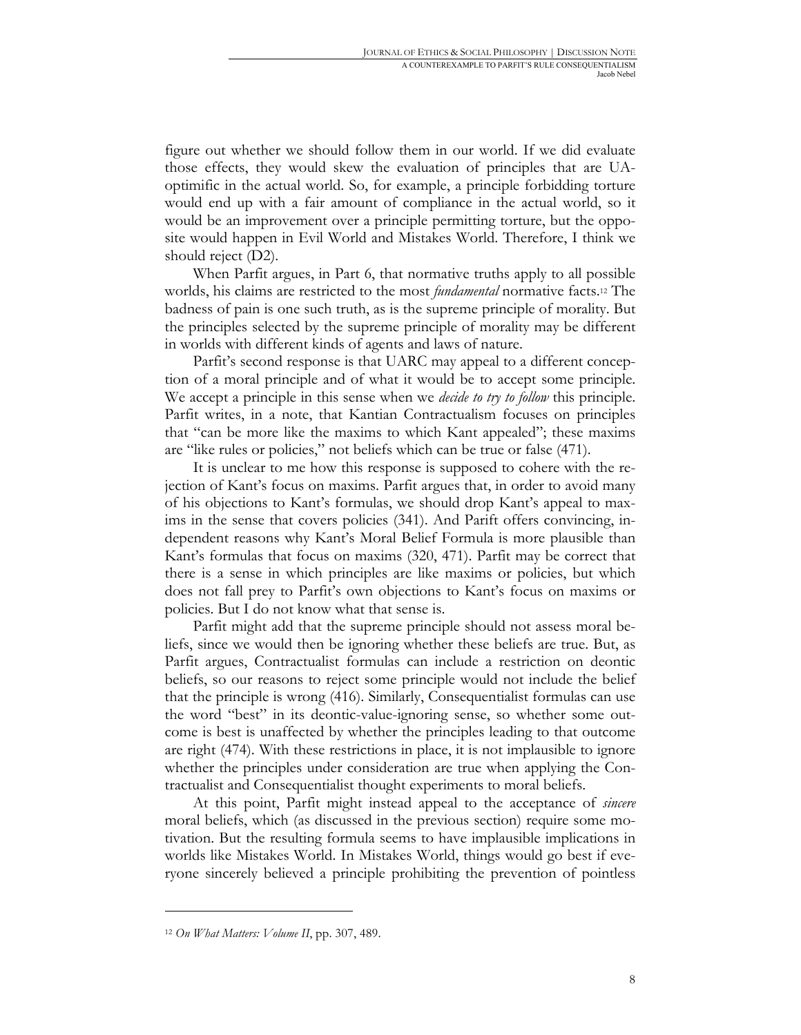figure out whether we should follow them in our world. If we did evaluate those effects, they would skew the evaluation of principles that are UA-optimific in the actual world. So, for example, a principle forbidding torture would end up with a fair amount of compliance in the actual world, so it would be an improvement over a principle permitting torture, but the opposite would happen in Evil World and Mistakes World. Therefore, I think we should reject (D2).

When Parfit argues, in Part 6, that normative truths apply to all possible worlds, his claims are restricted to the most *fundamental* normative facts.[12] The badness of pain is one such truth, as is the supreme principle of morality. But the principles selected by the supreme principle of morality may be different in worlds with different kinds of agents and laws of nature.

Parfit's second response is that UARC may appeal to a different conception of a moral principle and of what it would be to accept some principle. We accept a principle in this sense when we *decide to try to follow* this principle. Parfit writes, in a note, that Kantian Contractualism focuses on principles that "can be more like the maxims to which Kant appealed"; these maxims are "like rules or policies," not beliefs which can be true or false (471).

It is unclear to me how this response is supposed to cohere with the rejection of Kant's focus on maxims. Parfit argues that, in order to avoid many of his objections to Kant's formulas, we should drop Kant's appeal to maxims in the sense that covers policies (341). And Parift offers convincing, independent reasons why Kant's Moral Belief Formula is more plausible than Kant's formulas that focus on maxims (320, 471). Parfit may be correct that there is a sense in which principles are like maxims or policies, but which does not fall prey to Parfit's own objections to Kant's focus on maxims or policies. But I do not know what that sense is.

Parfit might add that the supreme principle should not assess moral beliefs, since we would then be ignoring whether these beliefs are true. But, as Parfit argues, Contractualist formulas can include a restriction on deontic beliefs, so our reasons to reject some principle would not include the belief that the principle is wrong (416). Similarly, Consequentialist formulas can use the word "best" in its deontic-value-ignoring sense, so whether some outcome is best is unaffected by whether the principles leading to that outcome are right (474). With these restrictions in place, it is not implausible to ignore whether the principles under consideration are true when applying the Contractualist and Consequentialist thought experiments to moral beliefs.

At this point, Parfit might instead appeal to the acceptance of *sincere* moral beliefs, which (as discussed in the previous section) require some motivation. But the resulting formula seems to have implausible implications in worlds like Mistakes World. In Mistakes World, things would go best if everyone sincerely believed a principle prohibiting the prevention of pointless

---

[12] *On What Matters: Volume II*, pp. 307, 489.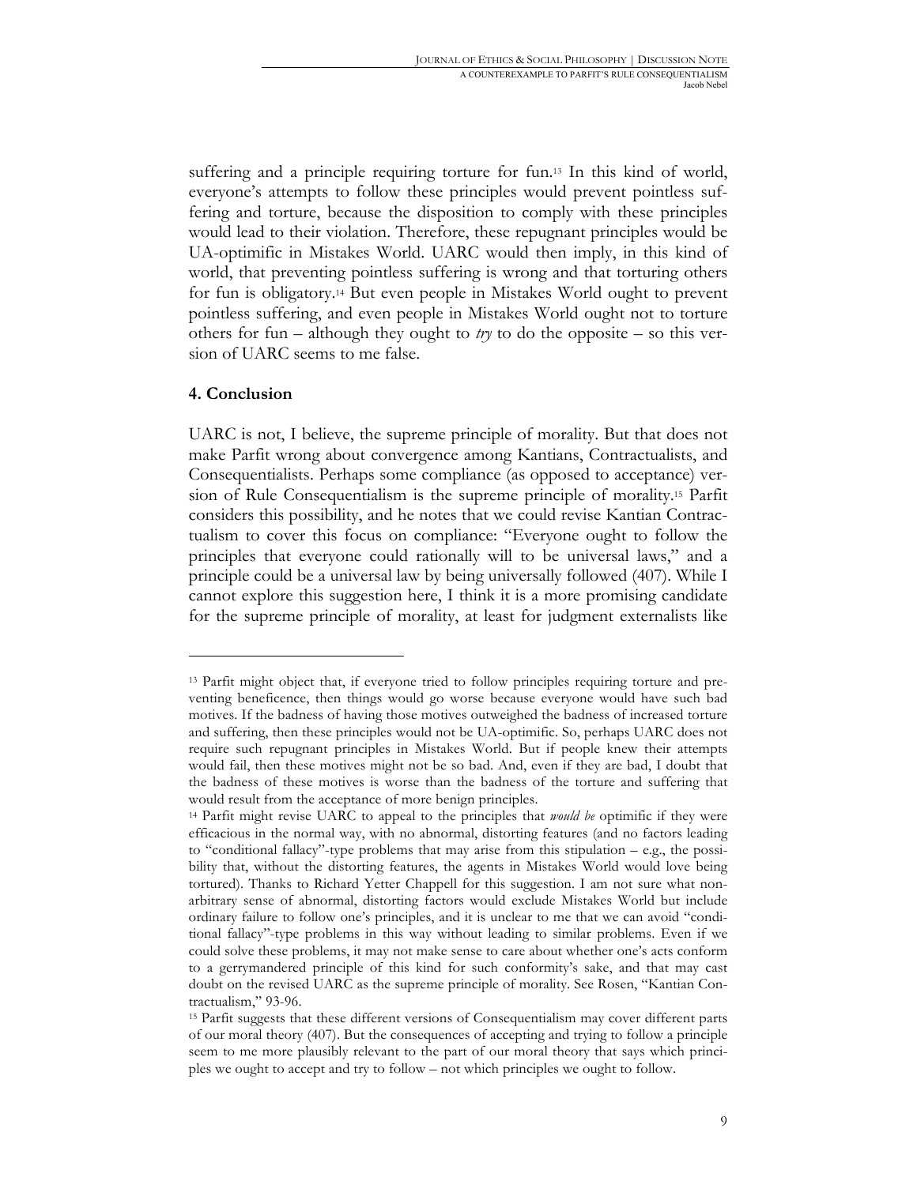suffering and a principle requiring torture for fun.[13] In this kind of world, everyone's attempts to follow these principles would prevent pointless suffering and torture, because the disposition to comply with these principles would lead to their violation. Therefore, these repugnant principles would be UA-optimific in Mistakes World. UARC would then imply, in this kind of world, that preventing pointless suffering is wrong and that torturing others for fun is obligatory.[14] But even people in Mistakes World ought to prevent pointless suffering, and even people in Mistakes World ought not to torture others for fun – although they ought to *try* to do the opposite – so this version of UARC seems to me false.

## 4. Conclusion

UARC is not, I believe, the supreme principle of morality. But that does not make Parfit wrong about convergence among Kantians, Contractualists, and Consequentialists. Perhaps some compliance (as opposed to acceptance) version of Rule Consequentialism is the supreme principle of morality.[15] Parfit considers this possibility, and he notes that we could revise Kantian Contractualism to cover this focus on compliance: "Everyone ought to follow the principles that everyone could rationally will to be universal laws," and a principle could be a universal law by being universally followed (407). While I cannot explore this suggestion here, I think it is a more promising candidate for the supreme principle of morality, at least for judgment externalists like

---

[13] Parfit might object that, if everyone tried to follow principles requiring torture and preventing beneficence, then things would go worse because everyone would have such bad motives. If the badness of having those motives outweighed the badness of increased torture and suffering, then these principles would not be UA-optimific. So, perhaps UARC does not require such repugnant principles in Mistakes World. But if people knew their attempts would fail, then these motives might not be so bad. And, even if they are bad, I doubt that the badness of these motives is worse than the badness of the torture and suffering that would result from the acceptance of more benign principles.

[14] Parfit might revise UARC to appeal to the principles that *would be* optimific if they were efficacious in the normal way, with no abnormal, distorting features (and no factors leading to "conditional fallacy"-type problems that may arise from this stipulation – e.g., the possibility that, without the distorting features, the agents in Mistakes World would love being tortured). Thanks to Richard Yetter Chappell for this suggestion. I am not sure what non-arbitrary sense of abnormal, distorting factors would exclude Mistakes World but include ordinary failure to follow one's principles, and it is unclear to me that we can avoid "conditional fallacy"-type problems in this way without leading to similar problems. Even if we could solve these problems, it may not make sense to care about whether one's acts conform to a gerrymandered principle of this kind for such conformity's sake, and that may cast doubt on the revised UARC as the supreme principle of morality. See Rosen, "Kantian Contractualism," 93-96.

[15] Parfit suggests that these different versions of Consequentialism may cover different parts of our moral theory (407). But the consequences of accepting and trying to follow a principle seem to me more plausibly relevant to the part of our moral theory that says which principles we ought to accept and try to follow – not which principles we ought to follow.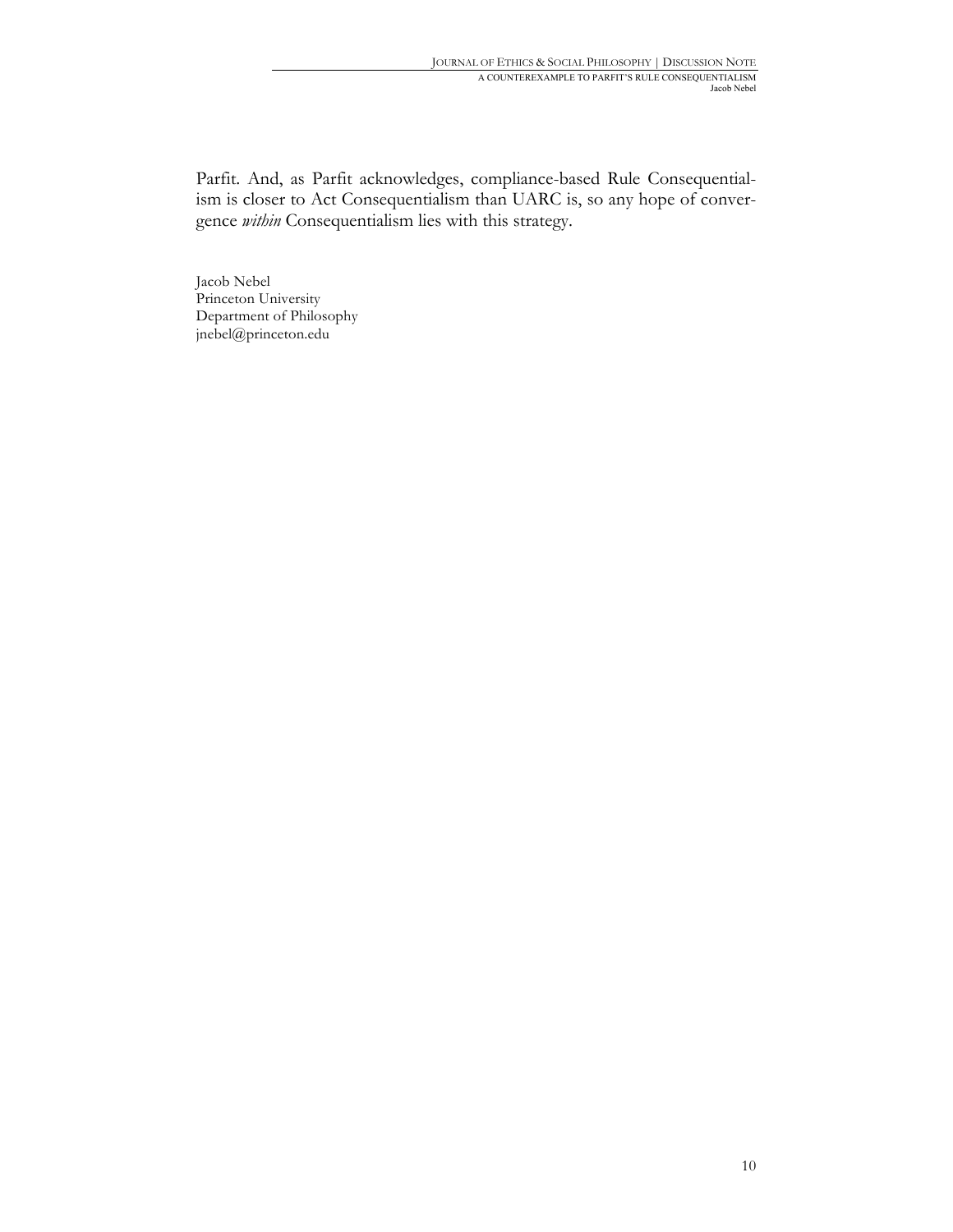Parfit. And, as Parfit acknowledges, compliance-based Rule Consequentialism is closer to Act Consequentialism than UARC is, so any hope of convergence *within* Consequentialism lies with this strategy.

Jacob Nebel
Princeton University
Department of Philosophy
jnebel@princeton.edu